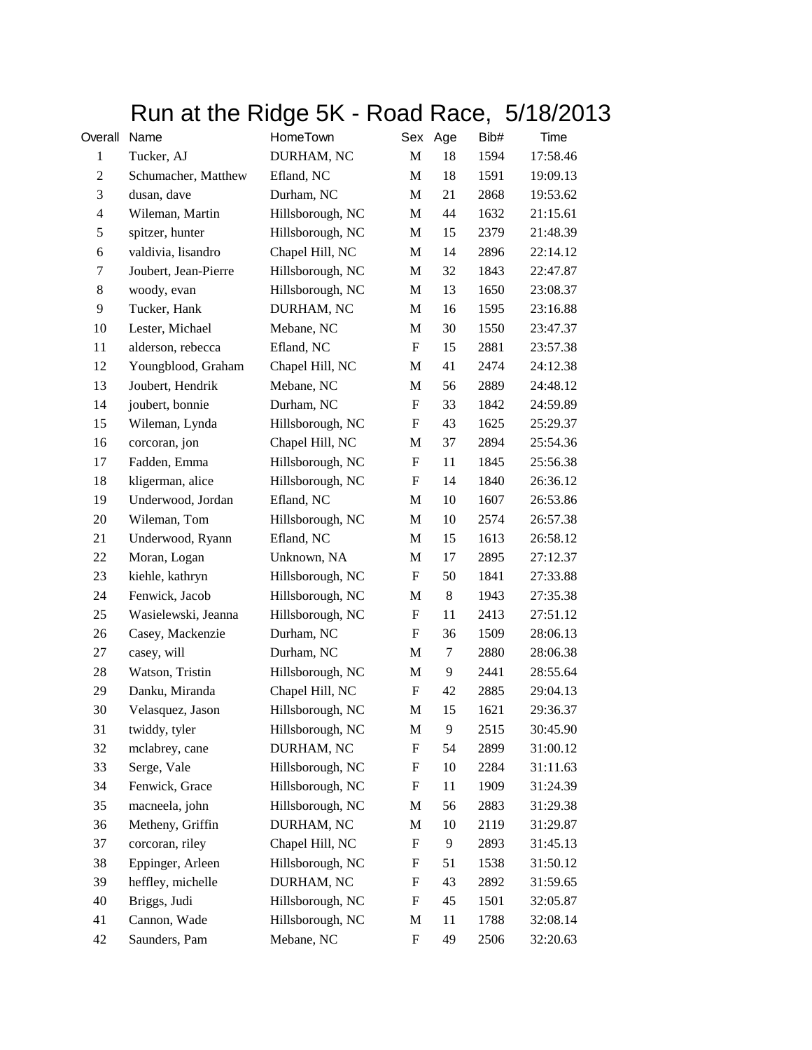# Run at the Ridge 5K - Road Race, 5/18/2013

| Overall | Name | HomeTown | Sex | Age | Bib# | Time |
|---|---|---|---|---|---|---|
| 1 | Tucker, AJ | DURHAM, NC | M | 18 | 1594 | 17:58.46 |
| 2 | Schumacher, Matthew | Efland, NC | M | 18 | 1591 | 19:09.13 |
| 3 | dusan, dave | Durham, NC | M | 21 | 2868 | 19:53.62 |
| 4 | Wileman, Martin | Hillsborough, NC | M | 44 | 1632 | 21:15.61 |
| 5 | spitzer, hunter | Hillsborough, NC | M | 15 | 2379 | 21:48.39 |
| 6 | valdivia, lisandro | Chapel Hill, NC | M | 14 | 2896 | 22:14.12 |
| 7 | Joubert, Jean-Pierre | Hillsborough, NC | M | 32 | 1843 | 22:47.87 |
| 8 | woody, evan | Hillsborough, NC | M | 13 | 1650 | 23:08.37 |
| 9 | Tucker, Hank | DURHAM, NC | M | 16 | 1595 | 23:16.88 |
| 10 | Lester, Michael | Mebane, NC | M | 30 | 1550 | 23:47.37 |
| 11 | alderson, rebecca | Efland, NC | F | 15 | 2881 | 23:57.38 |
| 12 | Youngblood, Graham | Chapel Hill, NC | M | 41 | 2474 | 24:12.38 |
| 13 | Joubert, Hendrik | Mebane, NC | M | 56 | 2889 | 24:48.12 |
| 14 | joubert, bonnie | Durham, NC | F | 33 | 1842 | 24:59.89 |
| 15 | Wileman, Lynda | Hillsborough, NC | F | 43 | 1625 | 25:29.37 |
| 16 | corcoran, jon | Chapel Hill, NC | M | 37 | 2894 | 25:54.36 |
| 17 | Fadden, Emma | Hillsborough, NC | F | 11 | 1845 | 25:56.38 |
| 18 | kligerman, alice | Hillsborough, NC | F | 14 | 1840 | 26:36.12 |
| 19 | Underwood, Jordan | Efland, NC | M | 10 | 1607 | 26:53.86 |
| 20 | Wileman, Tom | Hillsborough, NC | M | 10 | 2574 | 26:57.38 |
| 21 | Underwood, Ryann | Efland, NC | M | 15 | 1613 | 26:58.12 |
| 22 | Moran, Logan | Unknown, NA | M | 17 | 2895 | 27:12.37 |
| 23 | kiehle, kathryn | Hillsborough, NC | F | 50 | 1841 | 27:33.88 |
| 24 | Fenwick, Jacob | Hillsborough, NC | M | 8 | 1943 | 27:35.38 |
| 25 | Wasielewski, Jeanna | Hillsborough, NC | F | 11 | 2413 | 27:51.12 |
| 26 | Casey, Mackenzie | Durham, NC | F | 36 | 1509 | 28:06.13 |
| 27 | casey, will | Durham, NC | M | 7 | 2880 | 28:06.38 |
| 28 | Watson, Tristin | Hillsborough, NC | M | 9 | 2441 | 28:55.64 |
| 29 | Danku, Miranda | Chapel Hill, NC | F | 42 | 2885 | 29:04.13 |
| 30 | Velasquez, Jason | Hillsborough, NC | M | 15 | 1621 | 29:36.37 |
| 31 | twiddy, tyler | Hillsborough, NC | M | 9 | 2515 | 30:45.90 |
| 32 | mclabrey, cane | DURHAM, NC | F | 54 | 2899 | 31:00.12 |
| 33 | Serge, Vale | Hillsborough, NC | F | 10 | 2284 | 31:11.63 |
| 34 | Fenwick, Grace | Hillsborough, NC | F | 11 | 1909 | 31:24.39 |
| 35 | macneela, john | Hillsborough, NC | M | 56 | 2883 | 31:29.38 |
| 36 | Metheny, Griffin | DURHAM, NC | M | 10 | 2119 | 31:29.87 |
| 37 | corcoran, riley | Chapel Hill, NC | F | 9 | 2893 | 31:45.13 |
| 38 | Eppinger, Arleen | Hillsborough, NC | F | 51 | 1538 | 31:50.12 |
| 39 | heffley, michelle | DURHAM, NC | F | 43 | 2892 | 31:59.65 |
| 40 | Briggs, Judi | Hillsborough, NC | F | 45 | 1501 | 32:05.87 |
| 41 | Cannon, Wade | Hillsborough, NC | M | 11 | 1788 | 32:08.14 |
| 42 | Saunders, Pam | Mebane, NC | F | 49 | 2506 | 32:20.63 |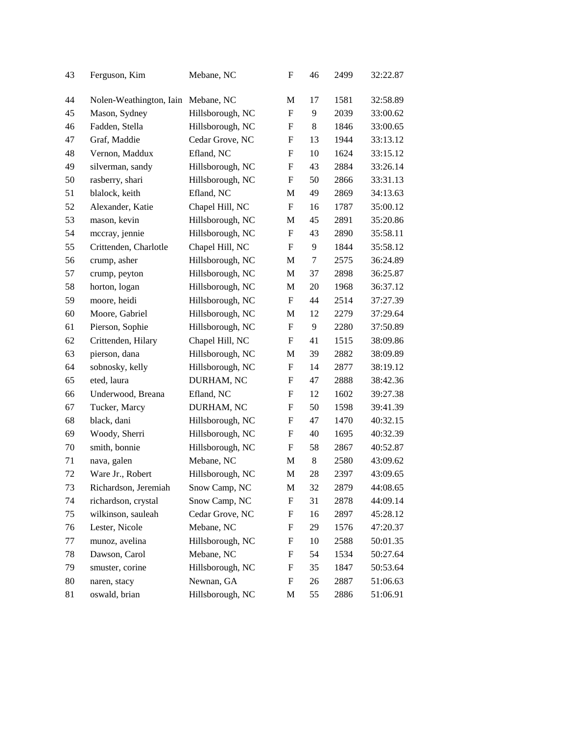| | | | | | | |
|---|---|---|---|---|---|---|
| 43 | Ferguson, Kim | Mebane, NC | F | 46 | 2499 | 32:22.87 |
| 44 | Nolen-Weathington, Iain | Mebane, NC | M | 17 | 1581 | 32:58.89 |
| 45 | Mason, Sydney | Hillsborough, NC | F | 9 | 2039 | 33:00.62 |
| 46 | Fadden, Stella | Hillsborough, NC | F | 8 | 1846 | 33:00.65 |
| 47 | Graf, Maddie | Cedar Grove, NC | F | 13 | 1944 | 33:13.12 |
| 48 | Vernon, Maddux | Efland, NC | F | 10 | 1624 | 33:15.12 |
| 49 | silverman, sandy | Hillsborough, NC | F | 43 | 2884 | 33:26.14 |
| 50 | rasberry, shari | Hillsborough, NC | F | 50 | 2866 | 33:31.13 |
| 51 | blalock, keith | Efland, NC | M | 49 | 2869 | 34:13.63 |
| 52 | Alexander, Katie | Chapel Hill, NC | F | 16 | 1787 | 35:00.12 |
| 53 | mason, kevin | Hillsborough, NC | M | 45 | 2891 | 35:20.86 |
| 54 | mccray, jennie | Hillsborough, NC | F | 43 | 2890 | 35:58.11 |
| 55 | Crittenden, Charlotle | Chapel Hill, NC | F | 9 | 1844 | 35:58.12 |
| 56 | crump, asher | Hillsborough, NC | M | 7 | 2575 | 36:24.89 |
| 57 | crump, peyton | Hillsborough, NC | M | 37 | 2898 | 36:25.87 |
| 58 | horton, logan | Hillsborough, NC | M | 20 | 1968 | 36:37.12 |
| 59 | moore, heidi | Hillsborough, NC | F | 44 | 2514 | 37:27.39 |
| 60 | Moore, Gabriel | Hillsborough, NC | M | 12 | 2279 | 37:29.64 |
| 61 | Pierson, Sophie | Hillsborough, NC | F | 9 | 2280 | 37:50.89 |
| 62 | Crittenden, Hilary | Chapel Hill, NC | F | 41 | 1515 | 38:09.86 |
| 63 | pierson, dana | Hillsborough, NC | M | 39 | 2882 | 38:09.89 |
| 64 | sobnosky, kelly | Hillsborough, NC | F | 14 | 2877 | 38:19.12 |
| 65 | eted, laura | DURHAM, NC | F | 47 | 2888 | 38:42.36 |
| 66 | Underwood, Breana | Efland, NC | F | 12 | 1602 | 39:27.38 |
| 67 | Tucker, Marcy | DURHAM, NC | F | 50 | 1598 | 39:41.39 |
| 68 | black, dani | Hillsborough, NC | F | 47 | 1470 | 40:32.15 |
| 69 | Woody, Sherri | Hillsborough, NC | F | 40 | 1695 | 40:32.39 |
| 70 | smith, bonnie | Hillsborough, NC | F | 58 | 2867 | 40:52.87 |
| 71 | nava, galen | Mebane, NC | M | 8 | 2580 | 43:09.62 |
| 72 | Ware Jr., Robert | Hillsborough, NC | M | 28 | 2397 | 43:09.65 |
| 73 | Richardson, Jeremiah | Snow Camp, NC | M | 32 | 2879 | 44:08.65 |
| 74 | richardson, crystal | Snow Camp, NC | F | 31 | 2878 | 44:09.14 |
| 75 | wilkinson, sauleah | Cedar Grove, NC | F | 16 | 2897 | 45:28.12 |
| 76 | Lester, Nicole | Mebane, NC | F | 29 | 1576 | 47:20.37 |
| 77 | munoz, avelina | Hillsborough, NC | F | 10 | 2588 | 50:01.35 |
| 78 | Dawson, Carol | Mebane, NC | F | 54 | 1534 | 50:27.64 |
| 79 | smuster, corine | Hillsborough, NC | F | 35 | 1847 | 50:53.64 |
| 80 | naren, stacy | Newnan, GA | F | 26 | 2887 | 51:06.63 |
| 81 | oswald, brian | Hillsborough, NC | M | 55 | 2886 | 51:06.91 |